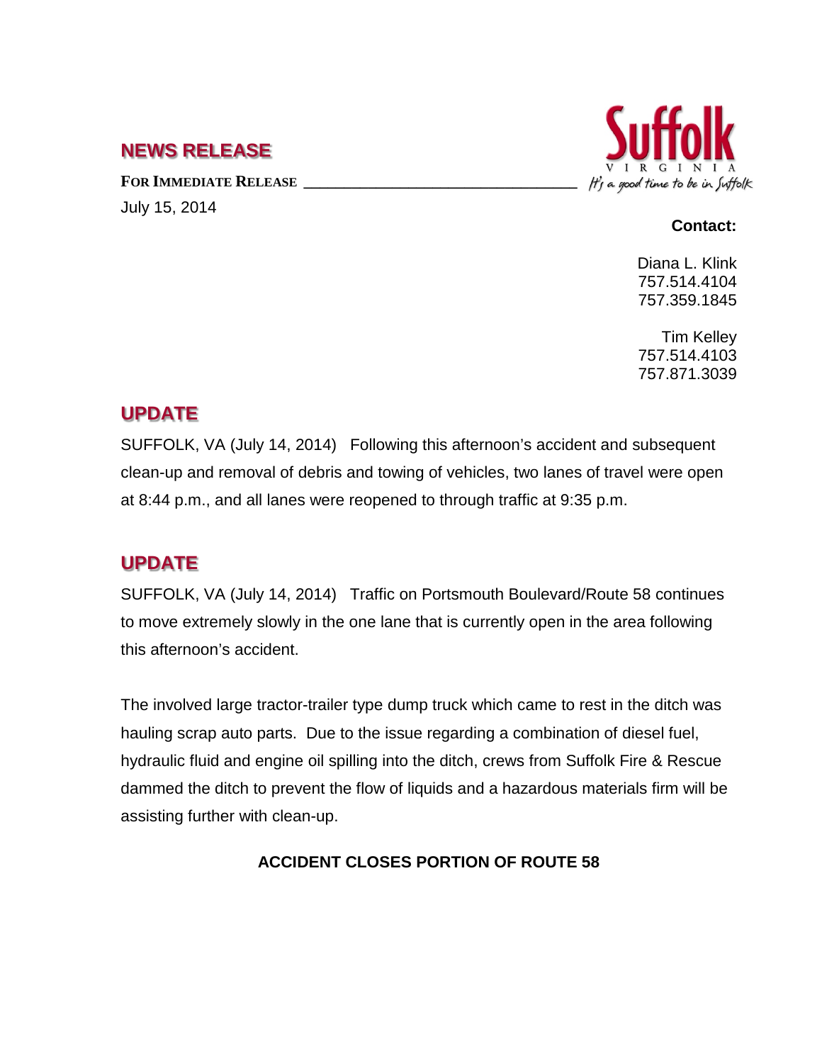## NEWS RELEASE

**FOR IMMEDIATE RELEASE**

July 15, 2014

Suffolk
VIRGINIA
*It's a good time to be in Suffolk*

**Contact:**

Diana L. Klink
757.514.4104
757.359.1845

Tim Kelley
757.514.4103
757.871.3039

## UPDATE

SUFFOLK, VA (July 14, 2014) Following this afternoon's accident and subsequent clean-up and removal of debris and towing of vehicles, two lanes of travel were open at 8:44 p.m., and all lanes were reopened to through traffic at 9:35 p.m.

## UPDATE

SUFFOLK, VA (July 14, 2014) Traffic on Portsmouth Boulevard/Route 58 continues to move extremely slowly in the one lane that is currently open in the area following this afternoon's accident.

The involved large tractor-trailer type dump truck which came to rest in the ditch was hauling scrap auto parts. Due to the issue regarding a combination of diesel fuel, hydraulic fluid and engine oil spilling into the ditch, crews from Suffolk Fire & Rescue dammed the ditch to prevent the flow of liquids and a hazardous materials firm will be assisting further with clean-up.

**ACCIDENT CLOSES PORTION OF ROUTE 58**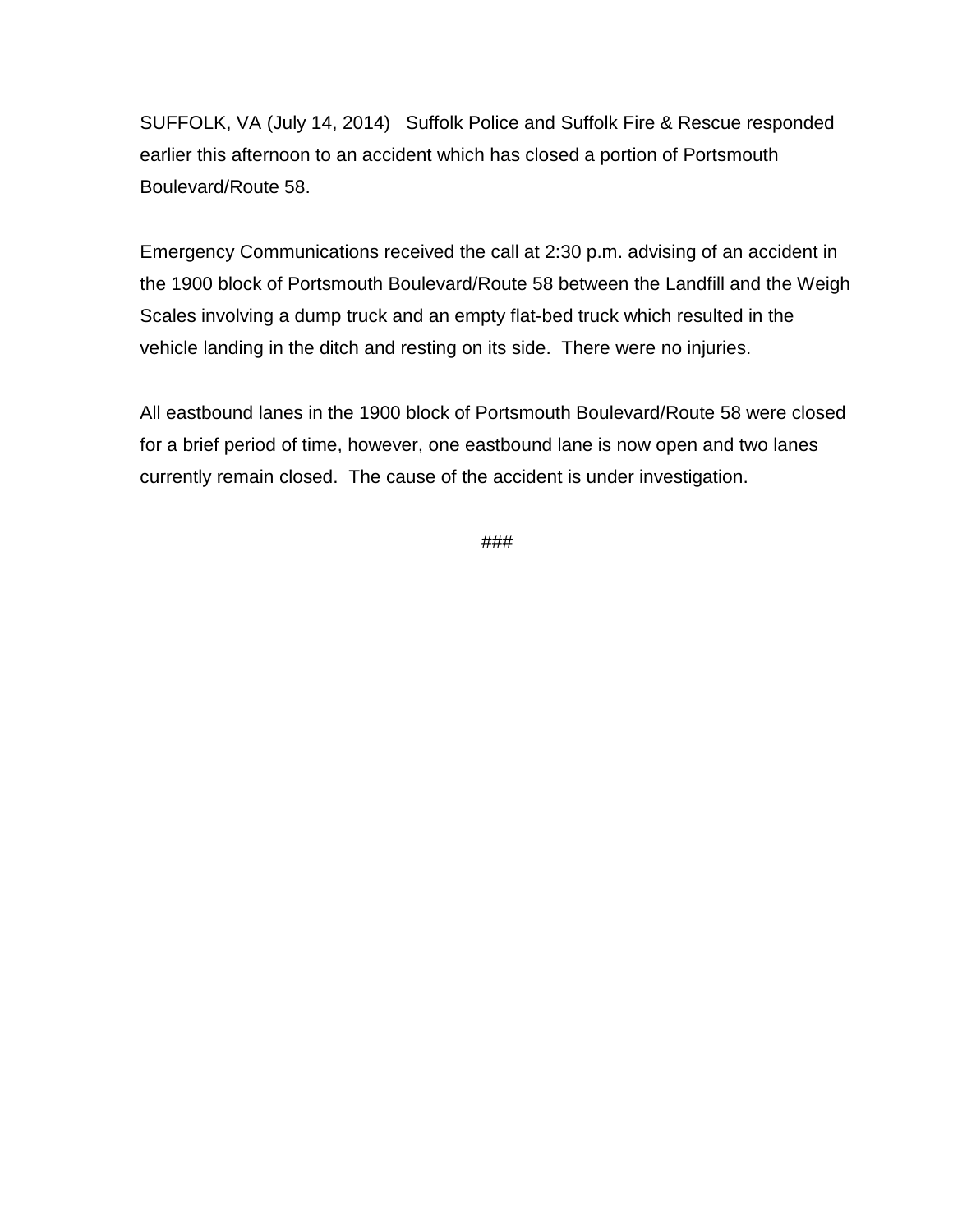SUFFOLK, VA (July 14, 2014) Suffolk Police and Suffolk Fire & Rescue responded earlier this afternoon to an accident which has closed a portion of Portsmouth Boulevard/Route 58.

Emergency Communications received the call at 2:30 p.m. advising of an accident in the 1900 block of Portsmouth Boulevard/Route 58 between the Landfill and the Weigh Scales involving a dump truck and an empty flat-bed truck which resulted in the vehicle landing in the ditch and resting on its side. There were no injuries.

All eastbound lanes in the 1900 block of Portsmouth Boulevard/Route 58 were closed for a brief period of time, however, one eastbound lane is now open and two lanes currently remain closed. The cause of the accident is under investigation.

###